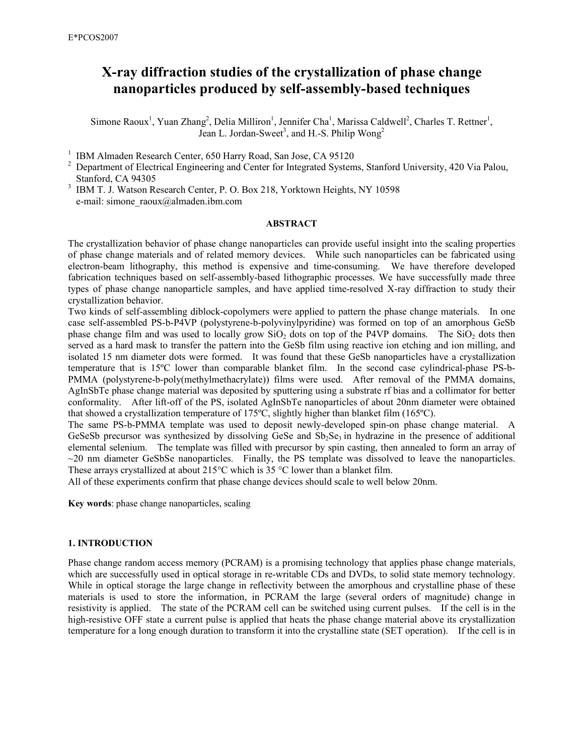# X-ray diffraction studies of the crystallization of phase change nanoparticles produced by self-assembly-based techniques

Simone Raoux[1], Yuan Zhang[2], Delia Milliron[1], Jennifer Cha[1], Marissa Caldwell[2], Charles T. Rettner[1], Jean L. Jordan-Sweet[3], and H.-S. Philip Wong[2]

[1] IBM Almaden Research Center, 650 Harry Road, San Jose, CA 95120
[2] Department of Electrical Engineering and Center for Integrated Systems, Stanford University, 420 Via Palou, Stanford, CA 94305
[3] IBM T. J. Watson Research Center, P. O. Box 218, Yorktown Heights, NY 10598
e-mail: simone_raoux@almaden.ibm.com

### ABSTRACT

The crystallization behavior of phase change nanoparticles can provide useful insight into the scaling properties of phase change materials and of related memory devices. While such nanoparticles can be fabricated using electron-beam lithography, this method is expensive and time-consuming. We have therefore developed fabrication techniques based on self-assembly-based lithographic processes. We have successfully made three types of phase change nanoparticle samples, and have applied time-resolved X-ray diffraction to study their crystallization behavior.

Two kinds of self-assembling diblock-copolymers were applied to pattern the phase change materials. In one case self-assembled PS-b-P4VP (polystyrene-b-polyvinylpyridine) was formed on top of an amorphous GeSb phase change film and was used to locally grow $SiO_2$ dots on top of the P4VP domains. The $SiO_2$ dots then served as a hard mask to transfer the pattern into the GeSb film using reactive ion etching and ion milling, and isolated 15 nm diameter dots were formed. It was found that these GeSb nanoparticles have a crystallization temperature that is 15ºC lower than comparable blanket film. In the second case cylindrical-phase PS-b-PMMA (polystyrene-b-poly(methylmethacrylate)) films were used. After removal of the PMMA domains, AgInSbTe phase change material was deposited by sputtering using a substrate rf bias and a collimator for better conformality. After lift-off of the PS, isolated AgInSbTe nanoparticles of about 20nm diameter were obtained that showed a crystallization temperature of 175ºC, slightly higher than blanket film (165ºC).

The same PS-b-PMMA template was used to deposit newly-developed spin-on phase change material. A GeSeSb precursor was synthesized by dissolving GeSe and $Sb_2Se_3$ in hydrazine in the presence of additional elemental selenium. The template was filled with precursor by spin casting, then annealed to form an array of ~20 nm diameter GeSbSe nanoparticles. Finally, the PS template was dissolved to leave the nanoparticles. These arrays crystallized at about 215°C which is 35 °C lower than a blanket film.

All of these experiments confirm that phase change devices should scale to well below 20nm.

**Key words**: phase change nanoparticles, scaling

### 1. INTRODUCTION

Phase change random access memory (PCRAM) is a promising technology that applies phase change materials, which are successfully used in optical storage in re-writable CDs and DVDs, to solid state memory technology. While in optical storage the large change in reflectivity between the amorphous and crystalline phase of these materials is used to store the information, in PCRAM the large (several orders of magnitude) change in resistivity is applied. The state of the PCRAM cell can be switched using current pulses. If the cell is in the high-resistive OFF state a current pulse is applied that heats the phase change material above its crystallization temperature for a long enough duration to transform it into the crystalline state (SET operation). If the cell is in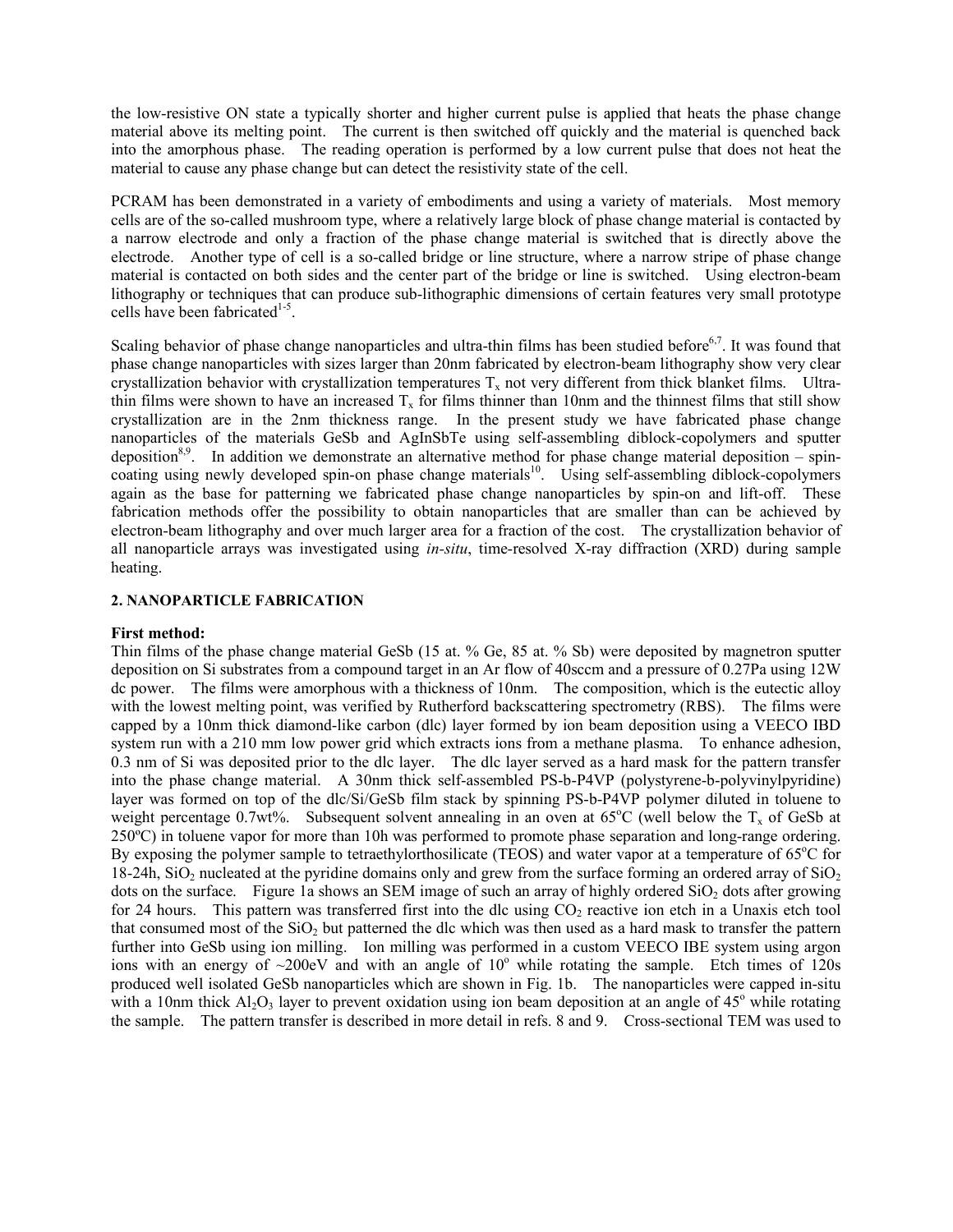the low-resistive ON state a typically shorter and higher current pulse is applied that heats the phase change material above its melting point. The current is then switched off quickly and the material is quenched back into the amorphous phase. The reading operation is performed by a low current pulse that does not heat the material to cause any phase change but can detect the resistivity state of the cell.

PCRAM has been demonstrated in a variety of embodiments and using a variety of materials. Most memory cells are of the so-called mushroom type, where a relatively large block of phase change material is contacted by a narrow electrode and only a fraction of the phase change material is switched that is directly above the electrode. Another type of cell is a so-called bridge or line structure, where a narrow stripe of phase change material is contacted on both sides and the center part of the bridge or line is switched. Using electron-beam lithography or techniques that can produce sub-lithographic dimensions of certain features very small prototype cells have been fabricated[1-5].

Scaling behavior of phase change nanoparticles and ultra-thin films has been studied before[6,7]. It was found that phase change nanoparticles with sizes larger than 20nm fabricated by electron-beam lithography show very clear crystallization behavior with crystallization temperatures $T_x$ not very different from thick blanket films. Ultra-thin films were shown to have an increased $T_x$ for films thinner than 10nm and the thinnest films that still show crystallization are in the 2nm thickness range. In the present study we have fabricated phase change nanoparticles of the materials GeSb and AgInSbTe using self-assembling diblock-copolymers and sputter deposition[8,9]. In addition we demonstrate an alternative method for phase change material deposition – spin-coating using newly developed spin-on phase change materials[10]. Using self-assembling diblock-copolymers again as the base for patterning we fabricated phase change nanoparticles by spin-on and lift-off. These fabrication methods offer the possibility to obtain nanoparticles that are smaller than can be achieved by electron-beam lithography and over much larger area for a fraction of the cost. The crystallization behavior of all nanoparticle arrays was investigated using *in-situ*, time-resolved X-ray diffraction (XRD) during sample heating.

## 2. NANOPARTICLE FABRICATION

**First method:**
Thin films of the phase change material GeSb (15 at. % Ge, 85 at. % Sb) were deposited by magnetron sputter deposition on Si substrates from a compound target in an Ar flow of 40sccm and a pressure of 0.27Pa using 12W dc power. The films were amorphous with a thickness of 10nm. The composition, which is the eutectic alloy with the lowest melting point, was verified by Rutherford backscattering spectrometry (RBS). The films were capped by a 10nm thick diamond-like carbon (dlc) layer formed by ion beam deposition using a VEECO IBD system run with a 210 mm low power grid which extracts ions from a methane plasma. To enhance adhesion, 0.3 nm of Si was deposited prior to the dlc layer. The dlc layer served as a hard mask for the pattern transfer into the phase change material. A 30nm thick self-assembled PS-b-P4VP (polystyrene-b-polyvinylpyridine) layer was formed on top of the dlc/Si/GeSb film stack by spinning PS-b-P4VP polymer diluted in toluene to weight percentage 0.7wt%. Subsequent solvent annealing in an oven at 65°C (well below the $T_x$ of GeSb at 250°C) in toluene vapor for more than 10h was performed to promote phase separation and long-range ordering. By exposing the polymer sample to tetraethylorthosilicate (TEOS) and water vapor at a temperature of 65°C for 18-24h, $SiO_2$ nucleated at the pyridine domains only and grew from the surface forming an ordered array of $SiO_2$ dots on the surface. Figure 1a shows an SEM image of such an array of highly ordered $SiO_2$ dots after growing for 24 hours. This pattern was transferred first into the dlc using $CO_2$ reactive ion etch in a Unaxis etch tool that consumed most of the $SiO_2$ but patterned the dlc which was then used as a hard mask to transfer the pattern further into GeSb using ion milling. Ion milling was performed in a custom VEECO IBE system using argon ions with an energy of ~200eV and with an angle of 10° while rotating the sample. Etch times of 120s produced well isolated GeSb nanoparticles which are shown in Fig. 1b. The nanoparticles were capped in-situ with a 10nm thick $Al_2O_3$ layer to prevent oxidation using ion beam deposition at an angle of 45° while rotating the sample. The pattern transfer is described in more detail in refs. 8 and 9. Cross-sectional TEM was used to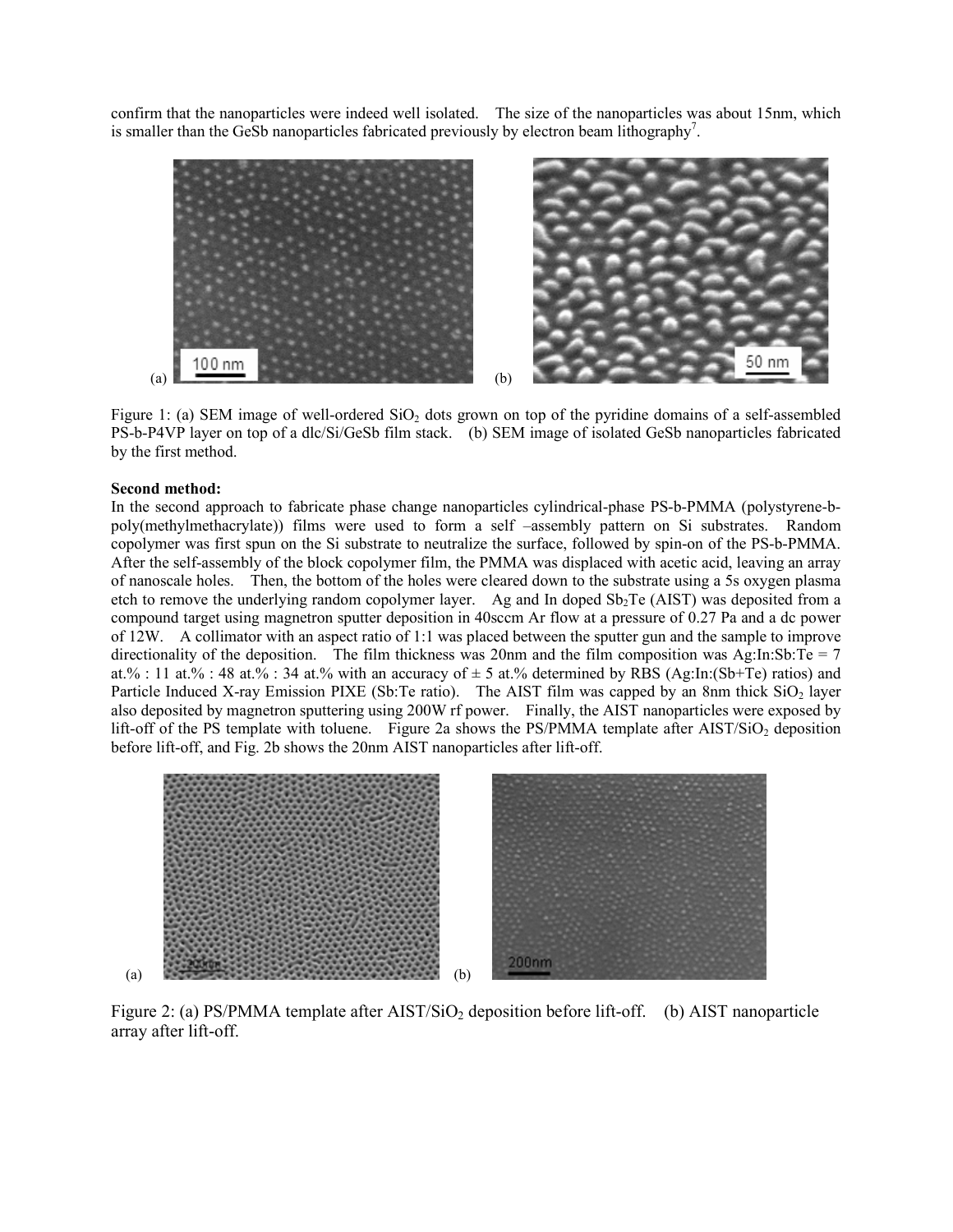confirm that the nanoparticles were indeed well isolated. The size of the nanoparticles was about 15nm, which is smaller than the GeSb nanoparticles fabricated previously by electron beam lithography[7].

(a) 100 nm

(b) 50 nm

Figure 1: (a) SEM image of well-ordered $SiO_2$ dots grown on top of the pyridine domains of a self-assembled PS-b-P4VP layer on top of a dlc/Si/GeSb film stack. (b) SEM image of isolated GeSb nanoparticles fabricated by the first method.

**Second method:**

In the second approach to fabricate phase change nanoparticles cylindrical-phase PS-b-PMMA (polystyrene-b-poly(methylmethacrylate)) films were used to form a self –assembly pattern on Si substrates. Random copolymer was first spun on the Si substrate to neutralize the surface, followed by spin-on of the PS-b-PMMA. After the self-assembly of the block copolymer film, the PMMA was displaced with acetic acid, leaving an array of nanoscale holes. Then, the bottom of the holes were cleared down to the substrate using a 5s oxygen plasma etch to remove the underlying random copolymer layer. Ag and In doped $Sb_2Te$ (AIST) was deposited from a compound target using magnetron sputter deposition in 40sccm Ar flow at a pressure of 0.27 Pa and a dc power of 12W. A collimator with an aspect ratio of 1:1 was placed between the sputter gun and the sample to improve directionality of the deposition. The film thickness was 20nm and the film composition was Ag:In:Sb:Te = 7 at.% : 11 at.% : 48 at.% : 34 at.% with an accuracy of ± 5 at.% determined by RBS (Ag:In:(Sb+Te) ratios) and Particle Induced X-ray Emission PIXE (Sb:Te ratio). The AIST film was capped by an 8nm thick $SiO_2$ layer also deposited by magnetron sputtering using 200W rf power. Finally, the AIST nanoparticles were exposed by lift-off of the PS template with toluene. Figure 2a shows the PS/PMMA template after AIST/$SiO_2$ deposition before lift-off, and Fig. 2b shows the 20nm AIST nanoparticles after lift-off.

(a) 200nm

(b) 200nm

Figure 2: (a) PS/PMMA template after AIST/$SiO_2$ deposition before lift-off. (b) AIST nanoparticle array after lift-off.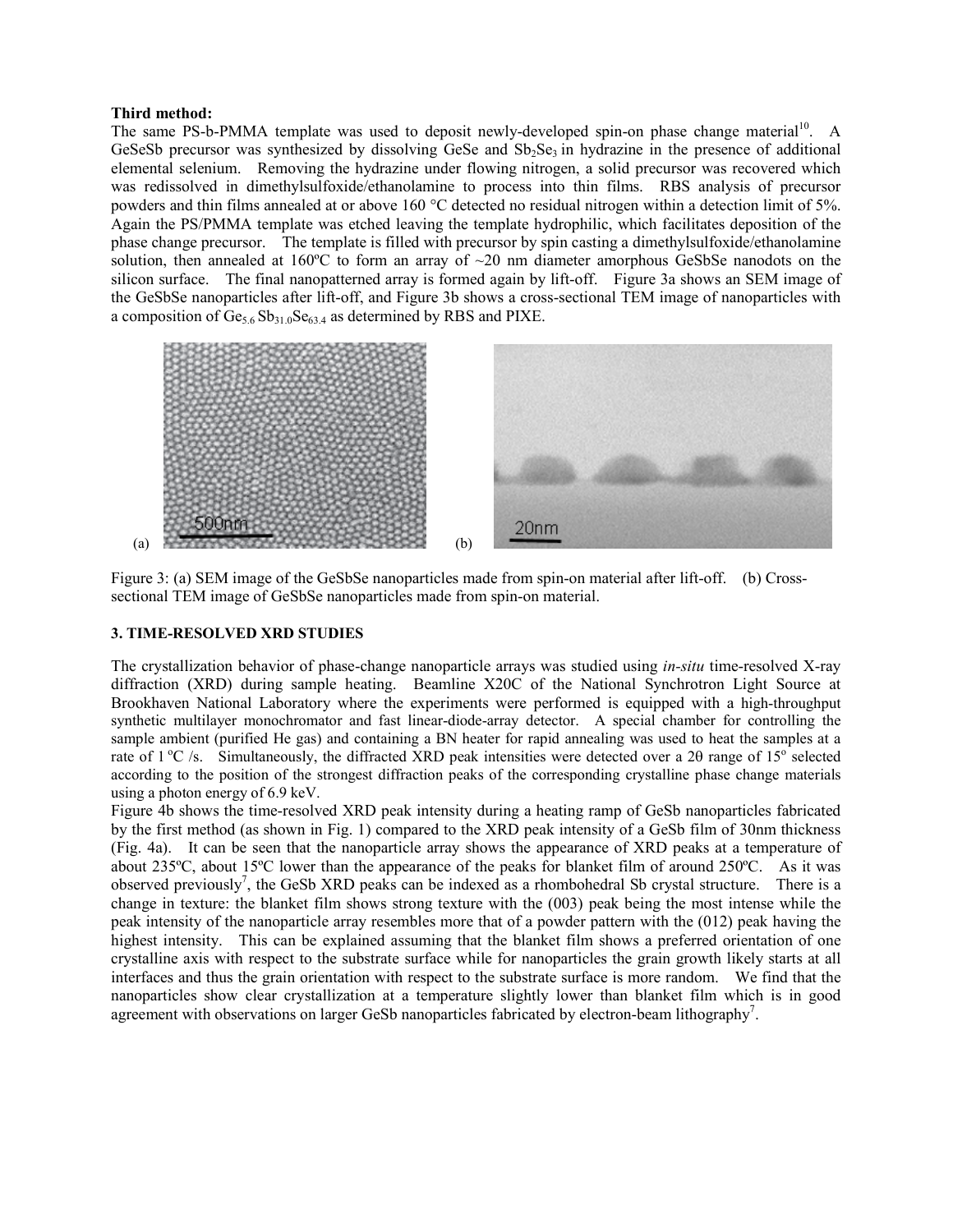**Third method:**

The same PS-b-PMMA template was used to deposit newly-developed spin-on phase change material[10]. A GeSeSb precursor was synthesized by dissolving GeSe and $Sb_2Se_3$ in hydrazine in the presence of additional elemental selenium. Removing the hydrazine under flowing nitrogen, a solid precursor was recovered which was redissolved in dimethylsulfoxide/ethanolamine to process into thin films. RBS analysis of precursor powders and thin films annealed at or above 160 °C detected no residual nitrogen within a detection limit of 5%. Again the PS/PMMA template was etched leaving the template hydrophilic, which facilitates deposition of the phase change precursor. The template is filled with precursor by spin casting a dimethylsulfoxide/ethanolamine solution, then annealed at 160ºC to form an array of ~20 nm diameter amorphous GeSbSe nanodots on the silicon surface. The final nanopatterned array is formed again by lift-off. Figure 3a shows an SEM image of the GeSbSe nanoparticles after lift-off, and Figure 3b shows a cross-sectional TEM image of nanoparticles with a composition of $Ge_{5.6}Sb_{31.0}Se_{63.4}$ as determined by RBS and PIXE.

(a)

500nm

(b)

20nm

Figure 3: (a) SEM image of the GeSbSe nanoparticles made from spin-on material after lift-off. (b) Cross-sectional TEM image of GeSbSe nanoparticles made from spin-on material.

## 3. TIME-RESOLVED XRD STUDIES

The crystallization behavior of phase-change nanoparticle arrays was studied using *in-situ* time-resolved X-ray diffraction (XRD) during sample heating. Beamline X20C of the National Synchrotron Light Source at Brookhaven National Laboratory where the experiments were performed is equipped with a high-throughput synthetic multilayer monochromator and fast linear-diode-array detector. A special chamber for controlling the sample ambient (purified He gas) and containing a BN heater for rapid annealing was used to heat the samples at a rate of 1 ºC /s. Simultaneously, the diffracted XRD peak intensities were detected over a 2θ range of 15º selected according to the position of the strongest diffraction peaks of the corresponding crystalline phase change materials using a photon energy of 6.9 keV.

Figure 4b shows the time-resolved XRD peak intensity during a heating ramp of GeSb nanoparticles fabricated by the first method (as shown in Fig. 1) compared to the XRD peak intensity of a GeSb film of 30nm thickness (Fig. 4a). It can be seen that the nanoparticle array shows the appearance of XRD peaks at a temperature of about 235ºC, about 15ºC lower than the appearance of the peaks for blanket film of around 250ºC. As it was observed previously[7], the GeSb XRD peaks can be indexed as a rhombohedral Sb crystal structure. There is a change in texture: the blanket film shows strong texture with the (003) peak being the most intense while the peak intensity of the nanoparticle array resembles more that of a powder pattern with the (012) peak having the highest intensity. This can be explained assuming that the blanket film shows a preferred orientation of one crystalline axis with respect to the substrate surface while for nanoparticles the grain growth likely starts at all interfaces and thus the grain orientation with respect to the substrate surface is more random. We find that the nanoparticles show clear crystallization at a temperature slightly lower than blanket film which is in good agreement with observations on larger GeSb nanoparticles fabricated by electron-beam lithography[7].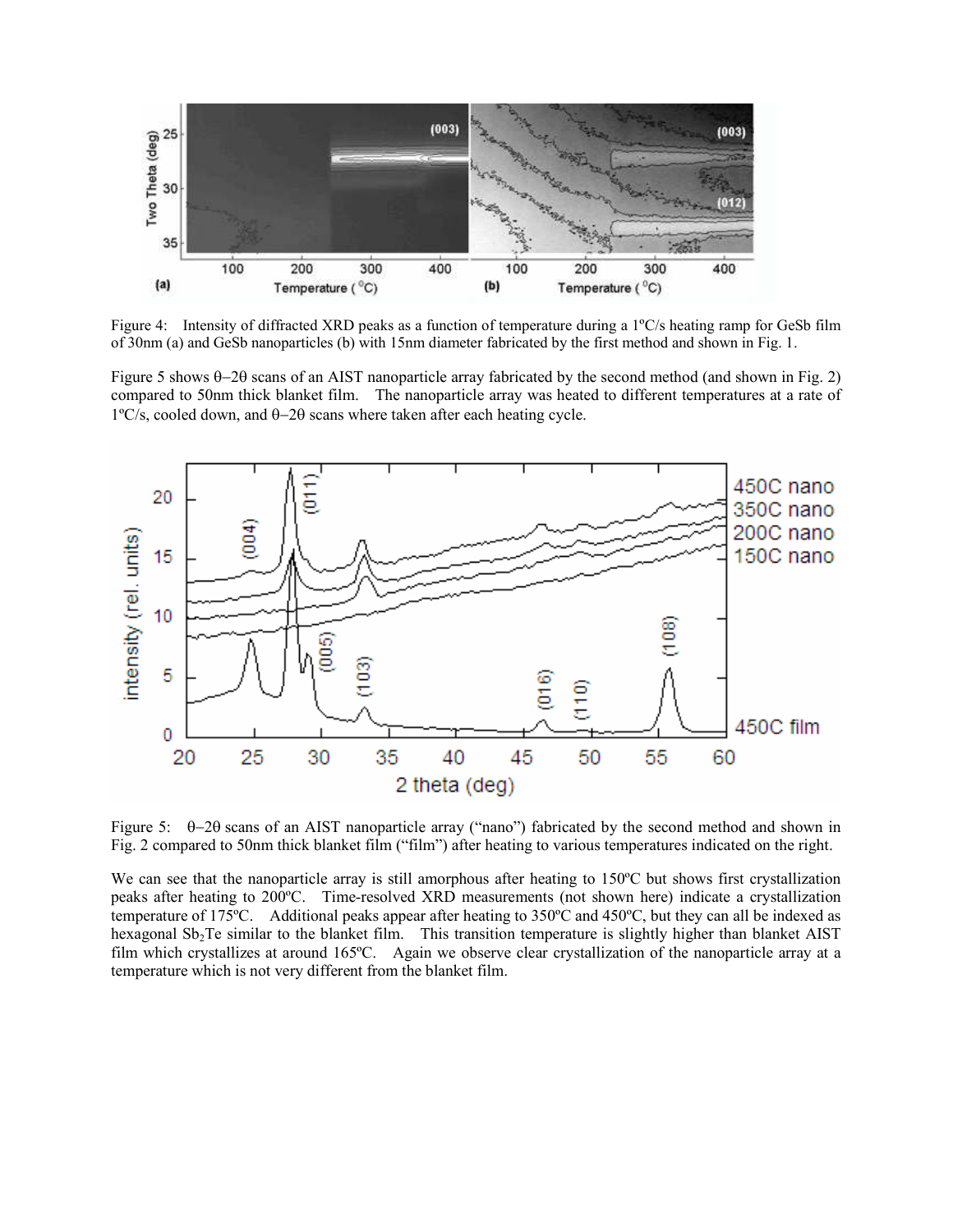25
30
35
Two Theta (deg)
(003)
100 200 300 400
(a) Temperature (°C)

(003)
(012)
100 200 300 400
(b) Temperature (°C)

Figure 4: Intensity of diffracted XRD peaks as a function of temperature during a 1ºC/s heating ramp for GeSb film of 30nm (a) and GeSb nanoparticles (b) with 15nm diameter fabricated by the first method and shown in Fig. 1.

Figure 5 shows θ−2θ scans of an AIST nanoparticle array fabricated by the second method (and shown in Fig. 2) compared to 50nm thick blanket film. The nanoparticle array was heated to different temperatures at a rate of 1ºC/s, cooled down, and θ−2θ scans where taken after each heating cycle.

intensity (rel. units)
0
5
10
15
20
2 theta (deg)
20 25 30 35 40 45 50 55 60
(004)
(011)
(005)
(103)
(016)
(110)
(108)
450C nano
350C nano
200C nano
150C nano
450C film

Figure 5: θ−2θ scans of an AIST nanoparticle array ("nano") fabricated by the second method and shown in Fig. 2 compared to 50nm thick blanket film ("film") after heating to various temperatures indicated on the right.

We can see that the nanoparticle array is still amorphous after heating to 150ºC but shows first crystallization peaks after heating to 200ºC. Time-resolved XRD measurements (not shown here) indicate a crystallization temperature of 175ºC. Additional peaks appear after heating to 350ºC and 450ºC, but they can all be indexed as hexagonal $Sb_2Te$ similar to the blanket film. This transition temperature is slightly higher than blanket AIST film which crystallizes at around 165ºC. Again we observe clear crystallization of the nanoparticle array at a temperature which is not very different from the blanket film.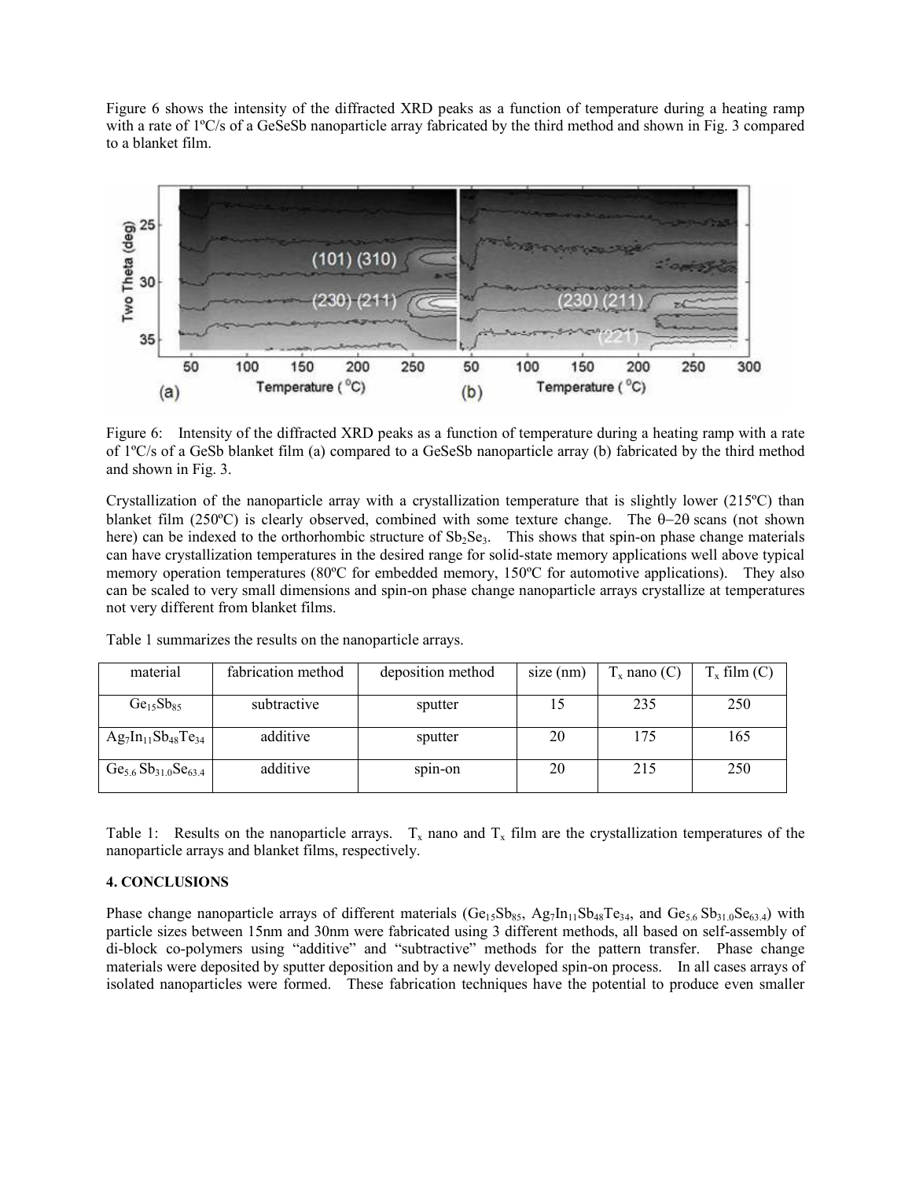Figure 6 shows the intensity of the diffracted XRD peaks as a function of temperature during a heating ramp with a rate of 1ºC/s of a GeSeSb nanoparticle array fabricated by the third method and shown in Fig. 3 compared to a blanket film.

Two Theta (deg)
25
30
35
50 100 150 200 250
Temperature ( °C)
(a)
(101) (310)
(230) (211)
50 100 150 200 250 300
Temperature ( °C)
(b)
(230) (211)
(221)

Figure 6: Intensity of the diffracted XRD peaks as a function of temperature during a heating ramp with a rate of 1ºC/s of a GeSb blanket film (a) compared to a GeSeSb nanoparticle array (b) fabricated by the third method and shown in Fig. 3.

Crystallization of the nanoparticle array with a crystallization temperature that is slightly lower (215ºC) than blanket film (250ºC) is clearly observed, combined with some texture change. The θ−2θ scans (not shown here) can be indexed to the orthorhombic structure of $Sb_2Se_3$. This shows that spin-on phase change materials can have crystallization temperatures in the desired range for solid-state memory applications well above typical memory operation temperatures (80ºC for embedded memory, 150ºC for automotive applications). They also can be scaled to very small dimensions and spin-on phase change nanoparticle arrays crystallize at temperatures not very different from blanket films.

Table 1 summarizes the results on the nanoparticle arrays.

| material | fabrication method | deposition method | size (nm) | $T_x$ nano (C) | $T_x$ film (C) |
|---|---|---|---|---|---|
| $Ge_{15}Sb_{85}$ | subtractive | sputter | 15 | 235 | 250 |
| $Ag_7In_{11}Sb_{48}Te_{34}$ | additive | sputter | 20 | 175 | 165 |
| $Ge_{5.6}Sb_{31.0}Se_{63.4}$ | additive | spin-on | 20 | 215 | 250 |

Table 1: Results on the nanoparticle arrays. $T_x$ nano and $T_x$ film are the crystallization temperatures of the nanoparticle arrays and blanket films, respectively.

## 4. CONCLUSIONS

Phase change nanoparticle arrays of different materials ($Ge_{15}Sb_{85}$, $Ag_7In_{11}Sb_{48}Te_{34}$, and $Ge_{5.6}Sb_{31.0}Se_{63.4}$) with particle sizes between 15nm and 30nm were fabricated using 3 different methods, all based on self-assembly of di-block co-polymers using "additive" and "subtractive" methods for the pattern transfer. Phase change materials were deposited by sputter deposition and by a newly developed spin-on process. In all cases arrays of isolated nanoparticles were formed. These fabrication techniques have the potential to produce even smaller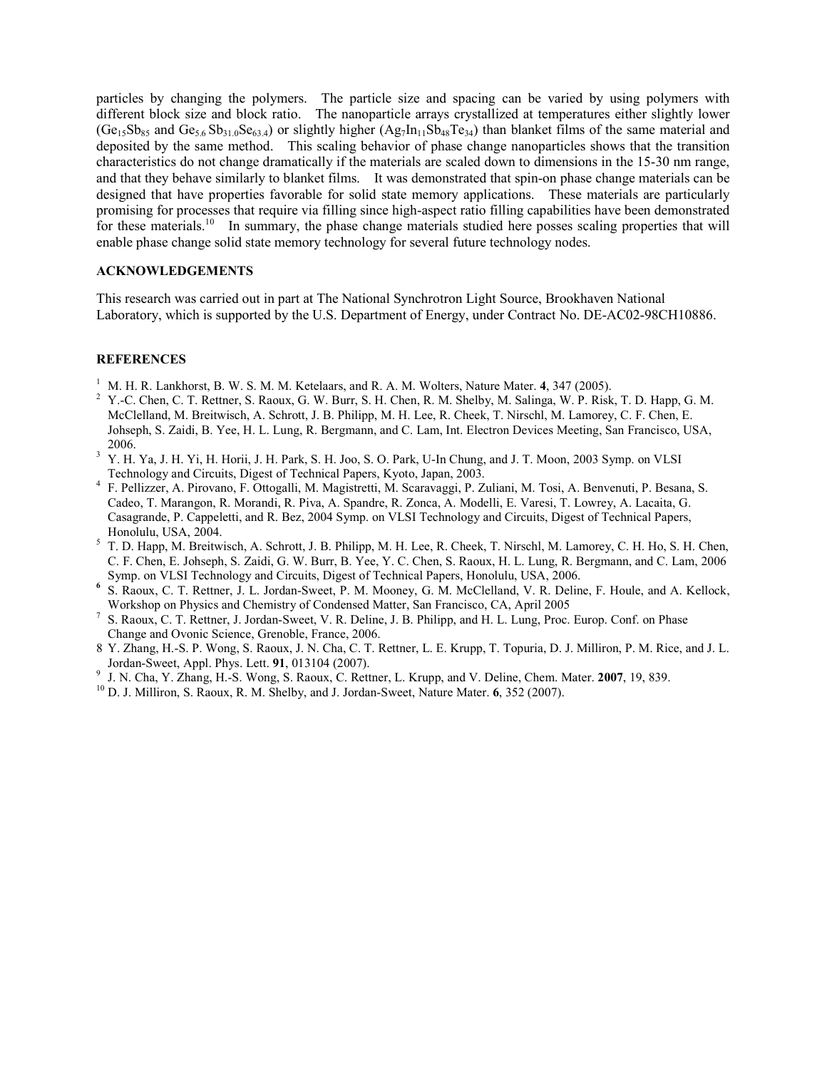particles by changing the polymers. The particle size and spacing can be varied by using polymers with different block size and block ratio. The nanoparticle arrays crystallized at temperatures either slightly lower ($Ge_{15}Sb_{85}$ and $Ge_{5.6}Sb_{31.0}Se_{63.4}$) or slightly higher ($Ag_7In_{11}Sb_{48}Te_{34}$) than blanket films of the same material and deposited by the same method. This scaling behavior of phase change nanoparticles shows that the transition characteristics do not change dramatically if the materials are scaled down to dimensions in the 15-30 nm range, and that they behave similarly to blanket films. It was demonstrated that spin-on phase change materials can be designed that have properties favorable for solid state memory applications. These materials are particularly promising for processes that require via filling since high-aspect ratio filling capabilities have been demonstrated for these materials.[10] In summary, the phase change materials studied here posses scaling properties that will enable phase change solid state memory technology for several future technology nodes.

## ACKNOWLEDGEMENTS

This research was carried out in part at The National Synchrotron Light Source, Brookhaven National Laboratory, which is supported by the U.S. Department of Energy, under Contract No. DE-AC02-98CH10886.

## REFERENCES

[1] M. H. R. Lankhorst, B. W. S. M. M. Ketelaars, and R. A. M. Wolters, Nature Mater. **4**, 347 (2005).

[2] Y.-C. Chen, C. T. Rettner, S. Raoux, G. W. Burr, S. H. Chen, R. M. Shelby, M. Salinga, W. P. Risk, T. D. Happ, G. M. McClelland, M. Breitwisch, A. Schrott, J. B. Philipp, M. H. Lee, R. Cheek, T. Nirschl, M. Lamorey, C. F. Chen, E. Johseph, S. Zaidi, B. Yee, H. L. Lung, R. Bergmann, and C. Lam, Int. Electron Devices Meeting, San Francisco, USA, 2006.

[3] Y. H. Ya, J. H. Yi, H. Horii, J. H. Park, S. H. Joo, S. O. Park, U-In Chung, and J. T. Moon, 2003 Symp. on VLSI Technology and Circuits, Digest of Technical Papers, Kyoto, Japan, 2003.

[4] F. Pellizzer, A. Pirovano, F. Ottogalli, M. Magistretti, M. Scaravaggi, P. Zuliani, M. Tosi, A. Benvenuti, P. Besana, S. Cadeo, T. Marangon, R. Morandi, R. Piva, A. Spandre, R. Zonca, A. Modelli, E. Varesi, T. Lowrey, A. Lacaita, G. Casagrande, P. Cappeletti, and R. Bez, 2004 Symp. on VLSI Technology and Circuits, Digest of Technical Papers, Honolulu, USA, 2004.

[5] T. D. Happ, M. Breitwisch, A. Schrott, J. B. Philipp, M. H. Lee, R. Cheek, T. Nirschl, M. Lamorey, C. H. Ho, S. H. Chen, C. F. Chen, E. Johseph, S. Zaidi, G. W. Burr, B. Yee, Y. C. Chen, S. Raoux, H. L. Lung, R. Bergmann, and C. Lam, 2006 Symp. on VLSI Technology and Circuits, Digest of Technical Papers, Honolulu, USA, 2006.

[6] S. Raoux, C. T. Rettner, J. L. Jordan-Sweet, P. M. Mooney, G. M. McClelland, V. R. Deline, F. Houle, and A. Kellock, Workshop on Physics and Chemistry of Condensed Matter, San Francisco, CA, April 2005

[7] S. Raoux, C. T. Rettner, J. Jordan-Sweet, V. R. Deline, J. B. Philipp, and H. L. Lung, Proc. Europ. Conf. on Phase Change and Ovonic Science, Grenoble, France, 2006.

[8] Y. Zhang, H.-S. P. Wong, S. Raoux, J. N. Cha, C. T. Rettner, L. E. Krupp, T. Topuria, D. J. Milliron, P. M. Rice, and J. L. Jordan-Sweet, Appl. Phys. Lett. **91**, 013104 (2007).

[9] J. N. Cha, Y. Zhang, H.-S. Wong, S. Raoux, C. Rettner, L. Krupp, and V. Deline, Chem. Mater. **2007**, 19, 839.

[10] D. J. Milliron, S. Raoux, R. M. Shelby, and J. Jordan-Sweet, Nature Mater. **6**, 352 (2007).